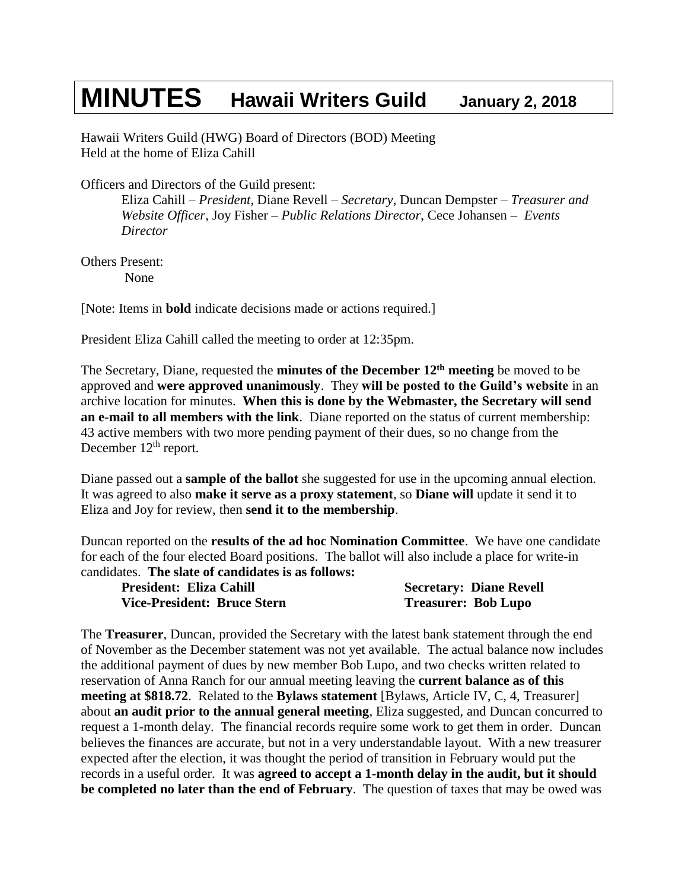# MINUTES    Hawaii Writers Guild    January 2, 2018

Hawaii Writers Guild (HWG) Board of Directors (BOD) Meeting
Held at the home of Eliza Cahill

Officers and Directors of the Guild present:

> Eliza Cahill – *President*, Diane Revell – *Secretary*, Duncan Dempster – *Treasurer and Website Officer*, Joy Fisher – *Public Relations Director*, Cece Johansen – *Events Director*

Others Present:

> None

[Note: Items in **bold** indicate decisions made or actions required.]

President Eliza Cahill called the meeting to order at 12:35pm.

The Secretary, Diane, requested the **minutes of the December 12th meeting** be moved to be approved and **were approved unanimously**. They **will be posted to the Guild's website** in an archive location for minutes. **When this is done by the Webmaster, the Secretary will send an e-mail to all members with the link**. Diane reported on the status of current membership: 43 active members with two more pending payment of their dues, so no change from the December 12th report.

Diane passed out a **sample of the ballot** she suggested for use in the upcoming annual election. It was agreed to also **make it serve as a proxy statement**, so **Diane will** update it send it to Eliza and Joy for review, then **send it to the membership**.

Duncan reported on the **results of the ad hoc Nomination Committee**. We have one candidate for each of the four elected Board positions. The ballot will also include a place for write-in candidates. **The slate of candidates is as follows:**

> **President: Eliza Cahill**
> **Vice-President: Bruce Stern**
> **Secretary: Diane Revell**
> **Treasurer: Bob Lupo**

The **Treasurer**, Duncan, provided the Secretary with the latest bank statement through the end of November as the December statement was not yet available. The actual balance now includes the additional payment of dues by new member Bob Lupo, and two checks written related to reservation of Anna Ranch for our annual meeting leaving the **current balance as of this meeting at $818.72**. Related to the **Bylaws statement** [Bylaws, Article IV, C, 4, Treasurer] about **an audit prior to the annual general meeting**, Eliza suggested, and Duncan concurred to request a 1-month delay. The financial records require some work to get them in order. Duncan believes the finances are accurate, but not in a very understandable layout. With a new treasurer expected after the election, it was thought the period of transition in February would put the records in a useful order. It was **agreed to accept a 1-month delay in the audit, but it should be completed no later than the end of February**. The question of taxes that may be owed was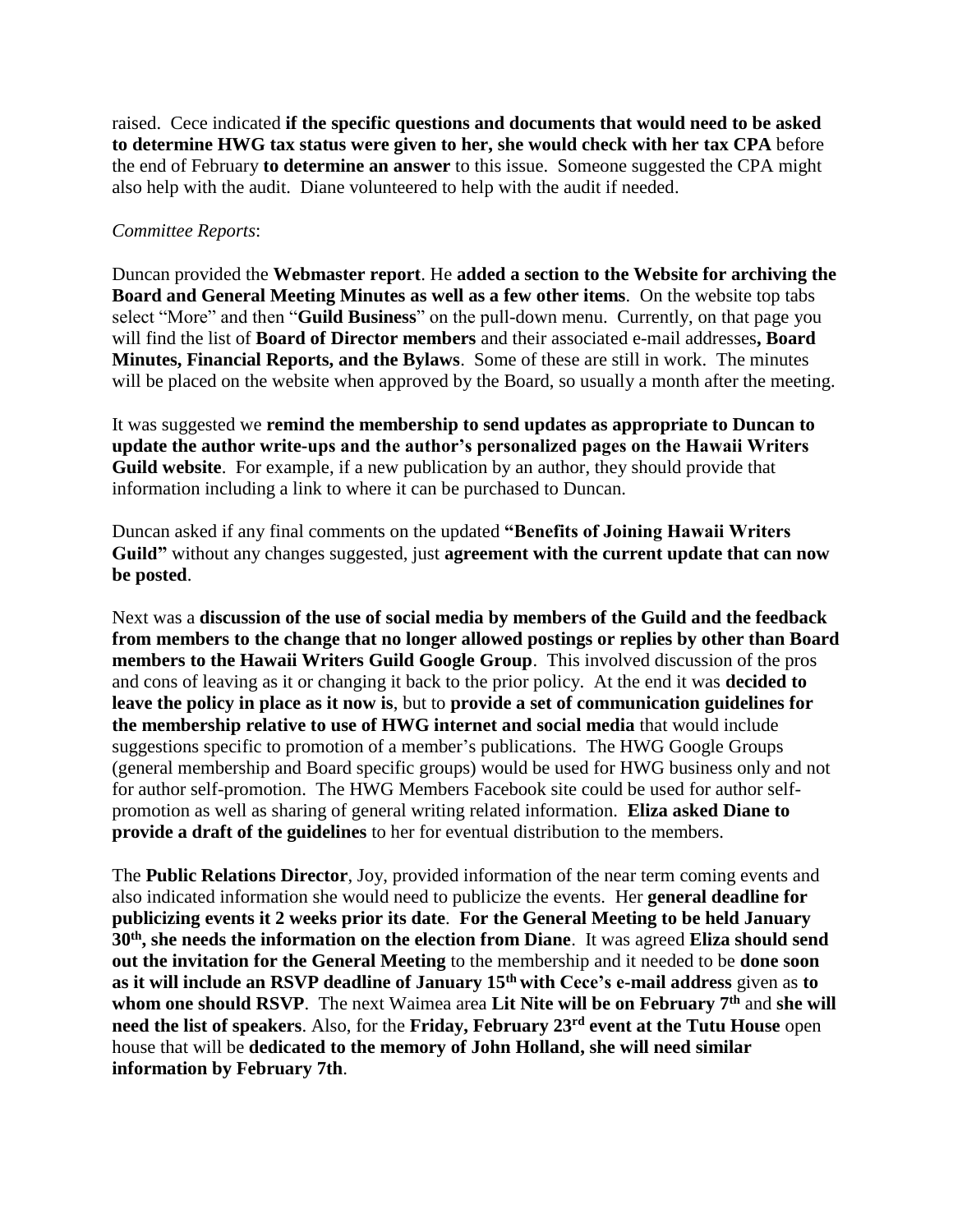raised. Cece indicated **if the specific questions and documents that would need to be asked to determine HWG tax status were given to her, she would check with her tax CPA** before the end of February **to determine an answer** to this issue. Someone suggested the CPA might also help with the audit. Diane volunteered to help with the audit if needed.

*Committee Reports*:

Duncan provided the **Webmaster report**. He **added a section to the Website for archiving the Board and General Meeting Minutes as well as a few other items**. On the website top tabs select "More" and then "**Guild Business**" on the pull-down menu. Currently, on that page you will find the list of **Board of Director members** and their associated e-mail addresses**, Board Minutes, Financial Reports, and the Bylaws**. Some of these are still in work. The minutes will be placed on the website when approved by the Board, so usually a month after the meeting.

It was suggested we **remind the membership to send updates as appropriate to Duncan to update the author write-ups and the author's personalized pages on the Hawaii Writers Guild website**. For example, if a new publication by an author, they should provide that information including a link to where it can be purchased to Duncan.

Duncan asked if any final comments on the updated **"Benefits of Joining Hawaii Writers Guild"** without any changes suggested, just **agreement with the current update that can now be posted**.

Next was a **discussion of the use of social media by members of the Guild and the feedback from members to the change that no longer allowed postings or replies by other than Board members to the Hawaii Writers Guild Google Group**. This involved discussion of the pros and cons of leaving as it or changing it back to the prior policy. At the end it was **decided to leave the policy in place as it now is**, but to **provide a set of communication guidelines for the membership relative to use of HWG internet and social media** that would include suggestions specific to promotion of a member's publications. The HWG Google Groups (general membership and Board specific groups) would be used for HWG business only and not for author self-promotion. The HWG Members Facebook site could be used for author self-promotion as well as sharing of general writing related information. **Eliza asked Diane to provide a draft of the guidelines** to her for eventual distribution to the members.

The **Public Relations Director**, Joy, provided information of the near term coming events and also indicated information she would need to publicize the events. Her **general deadline for publicizing events it 2 weeks prior its date**. **For the General Meeting to be held January 30th, she needs the information on the election from Diane**. It was agreed **Eliza should send out the invitation for the General Meeting** to the membership and it needed to be **done soon as it will include an RSVP deadline of January 15th with Cece's e-mail address** given as **to whom one should RSVP**. The next Waimea area **Lit Nite will be on February 7th** and **she will need the list of speakers**. Also, for the **Friday, February 23rd event at the Tutu House** open house that will be **dedicated to the memory of John Holland, she will need similar information by February 7th**.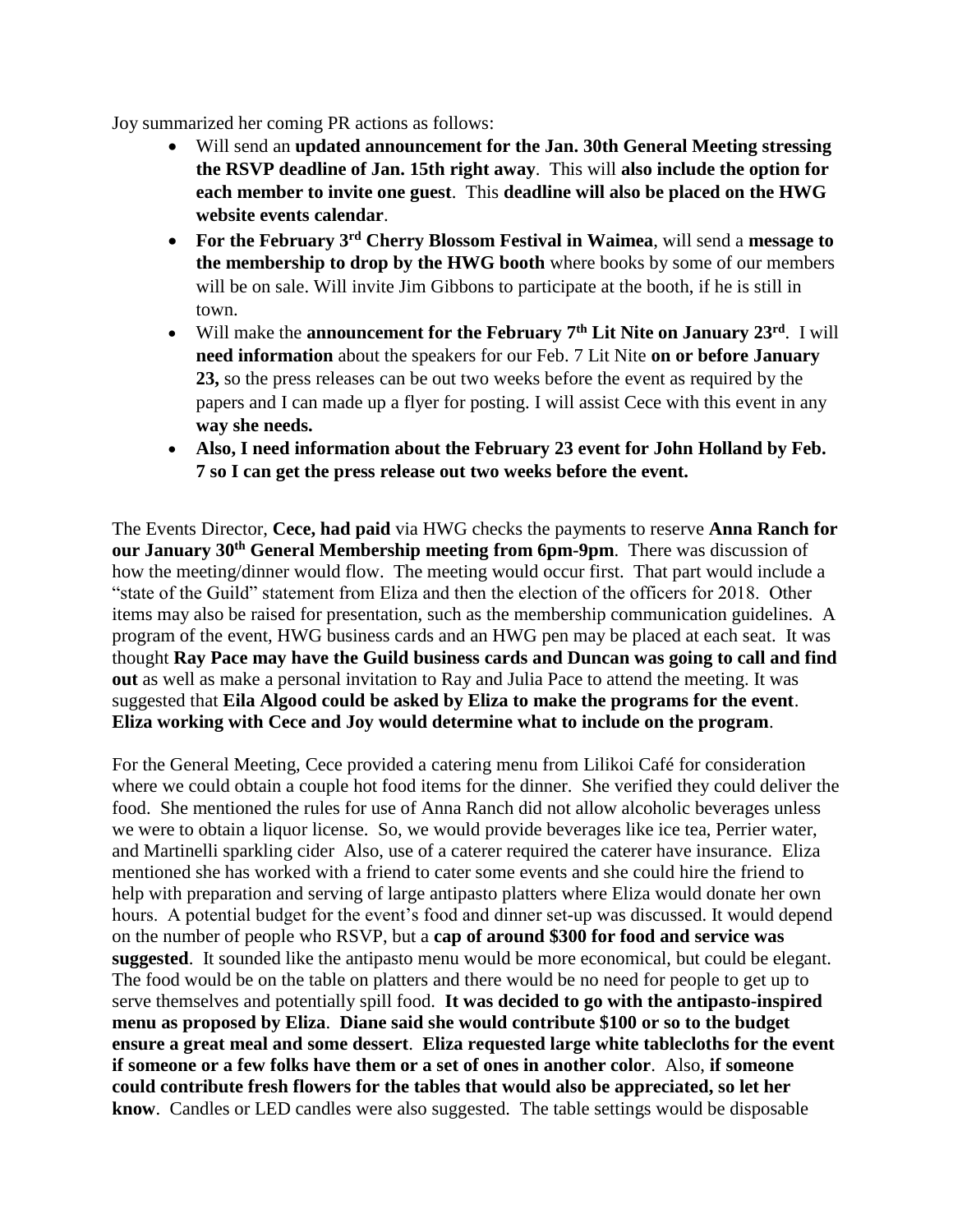Joy summarized her coming PR actions as follows:

- Will send an **updated announcement for the Jan. 30th General Meeting stressing the RSVP deadline of Jan. 15th right away**. This will **also include the option for each member to invite one guest**. This **deadline will also be placed on the HWG website events calendar**.
- **For the February 3rd Cherry Blossom Festival in Waimea**, will send a **message to the membership to drop by the HWG booth** where books by some of our members will be on sale. Will invite Jim Gibbons to participate at the booth, if he is still in town.
- Will make the **announcement for the February 7th Lit Nite on January 23rd**. I will **need information** about the speakers for our Feb. 7 Lit Nite **on or before January 23,** so the press releases can be out two weeks before the event as required by the papers and I can made up a flyer for posting. I will assist Cece with this event in any **way she needs.**
- **Also, I need information about the February 23 event for John Holland by Feb. 7 so I can get the press release out two weeks before the event.**

The Events Director, **Cece, had paid** via HWG checks the payments to reserve **Anna Ranch for our January 30th General Membership meeting from 6pm-9pm**. There was discussion of how the meeting/dinner would flow. The meeting would occur first. That part would include a "state of the Guild" statement from Eliza and then the election of the officers for 2018. Other items may also be raised for presentation, such as the membership communication guidelines. A program of the event, HWG business cards and an HWG pen may be placed at each seat. It was thought **Ray Pace may have the Guild business cards and Duncan was going to call and find out** as well as make a personal invitation to Ray and Julia Pace to attend the meeting. It was suggested that **Eila Algood could be asked by Eliza to make the programs for the event**. **Eliza working with Cece and Joy would determine what to include on the program**.

For the General Meeting, Cece provided a catering menu from Lilikoi Café for consideration where we could obtain a couple hot food items for the dinner. She verified they could deliver the food. She mentioned the rules for use of Anna Ranch did not allow alcoholic beverages unless we were to obtain a liquor license. So, we would provide beverages like ice tea, Perrier water, and Martinelli sparkling cider Also, use of a caterer required the caterer have insurance. Eliza mentioned she has worked with a friend to cater some events and she could hire the friend to help with preparation and serving of large antipasto platters where Eliza would donate her own hours. A potential budget for the event's food and dinner set-up was discussed. It would depend on the number of people who RSVP, but a **cap of around $300 for food and service was suggested**. It sounded like the antipasto menu would be more economical, but could be elegant. The food would be on the table on platters and there would be no need for people to get up to serve themselves and potentially spill food. **It was decided to go with the antipasto-inspired menu as proposed by Eliza**. **Diane said she would contribute $100 or so to the budget ensure a great meal and some dessert**. **Eliza requested large white tablecloths for the event if someone or a few folks have them or a set of ones in another color**. Also, **if someone could contribute fresh flowers for the tables that would also be appreciated, so let her know**. Candles or LED candles were also suggested. The table settings would be disposable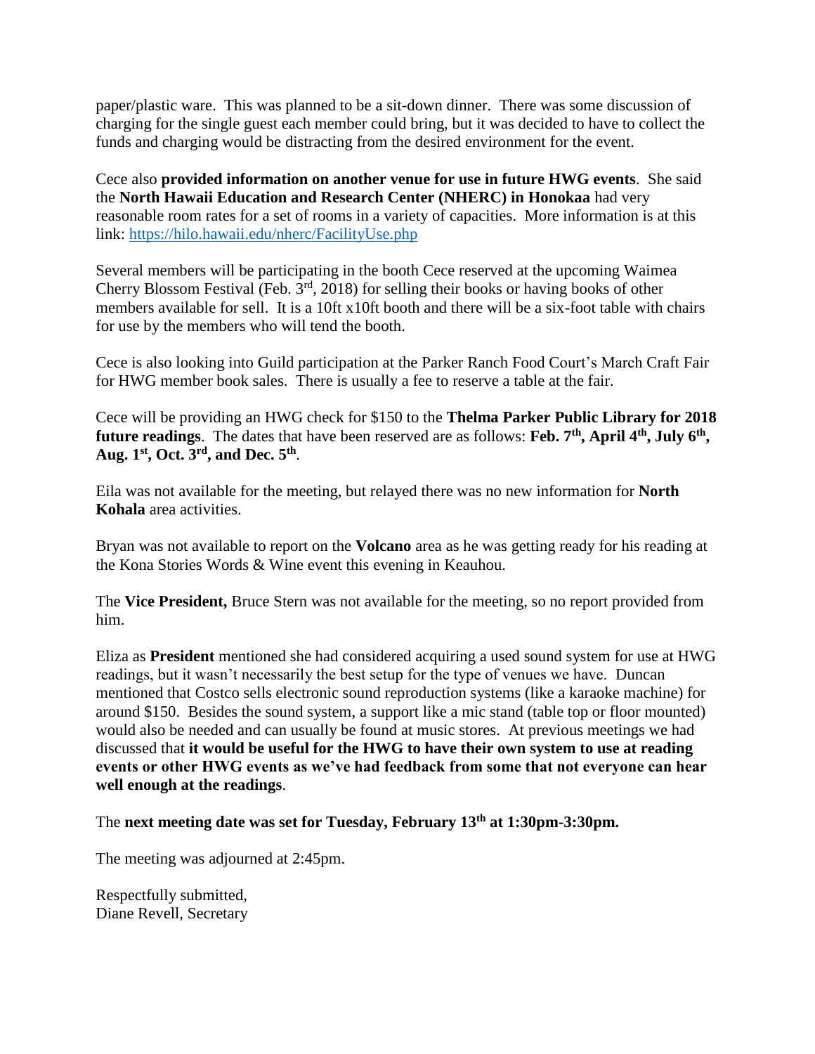paper/plastic ware. This was planned to be a sit-down dinner. There was some discussion of charging for the single guest each member could bring, but it was decided to have to collect the funds and charging would be distracting from the desired environment for the event.

Cece also **provided information on another venue for use in future HWG events**. She said the **North Hawaii Education and Research Center (NHERC) in Honokaa** had very reasonable room rates for a set of rooms in a variety of capacities. More information is at this link: [https://hilo.hawaii.edu/nherc/FacilityUse.php](https://hilo.hawaii.edu/nherc/FacilityUse.php)

Several members will be participating in the booth Cece reserved at the upcoming Waimea Cherry Blossom Festival (Feb. 3rd, 2018) for selling their books or having books of other members available for sell. It is a 10ft x10ft booth and there will be a six-foot table with chairs for use by the members who will tend the booth.

Cece is also looking into Guild participation at the Parker Ranch Food Court's March Craft Fair for HWG member book sales. There is usually a fee to reserve a table at the fair.

Cece will be providing an HWG check for $150 to the **Thelma Parker Public Library for 2018 future readings**. The dates that have been reserved are as follows: **Feb. 7th, April 4th, July 6th, Aug. 1st, Oct. 3rd, and Dec. 5th**.

Eila was not available for the meeting, but relayed there was no new information for **North Kohala** area activities.

Bryan was not available to report on the **Volcano** area as he was getting ready for his reading at the Kona Stories Words & Wine event this evening in Keauhou.

The **Vice President,** Bruce Stern was not available for the meeting, so no report provided from him.

Eliza as **President** mentioned she had considered acquiring a used sound system for use at HWG readings, but it wasn't necessarily the best setup for the type of venues we have. Duncan mentioned that Costco sells electronic sound reproduction systems (like a karaoke machine) for around $150. Besides the sound system, a support like a mic stand (table top or floor mounted) would also be needed and can usually be found at music stores. At previous meetings we had discussed that **it would be useful for the HWG to have their own system to use at reading events or other HWG events as we've had feedback from some that not everyone can hear well enough at the readings**.

The **next meeting date was set for Tuesday, February 13th at 1:30pm-3:30pm.**

The meeting was adjourned at 2:45pm.

Respectfully submitted,
Diane Revell, Secretary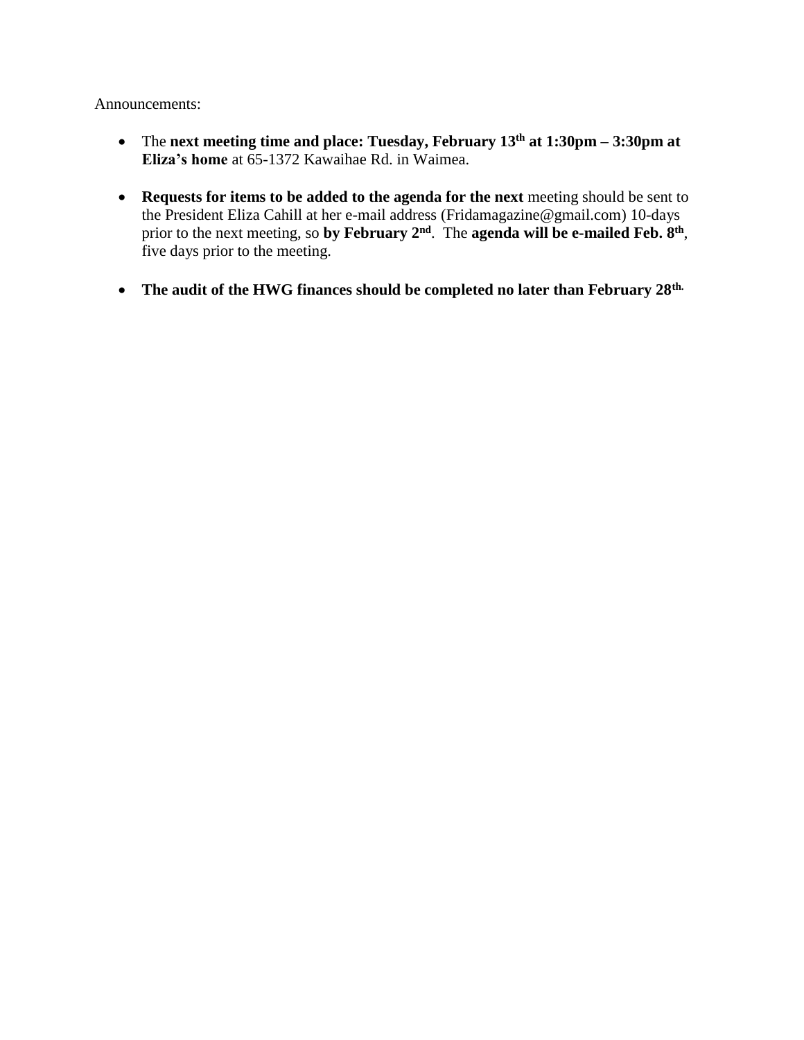Announcements:

- The **next meeting time and place: Tuesday, February 13th at 1:30pm – 3:30pm at Eliza's home** at 65-1372 Kawaihae Rd. in Waimea.

- **Requests for items to be added to the agenda for the next** meeting should be sent to the President Eliza Cahill at her e-mail address (Fridamagazine@gmail.com) 10-days prior to the next meeting, so **by February 2nd**. The **agenda will be e-mailed Feb. 8th**, five days prior to the meeting.

- **The audit of the HWG finances should be completed no later than February 28th.**